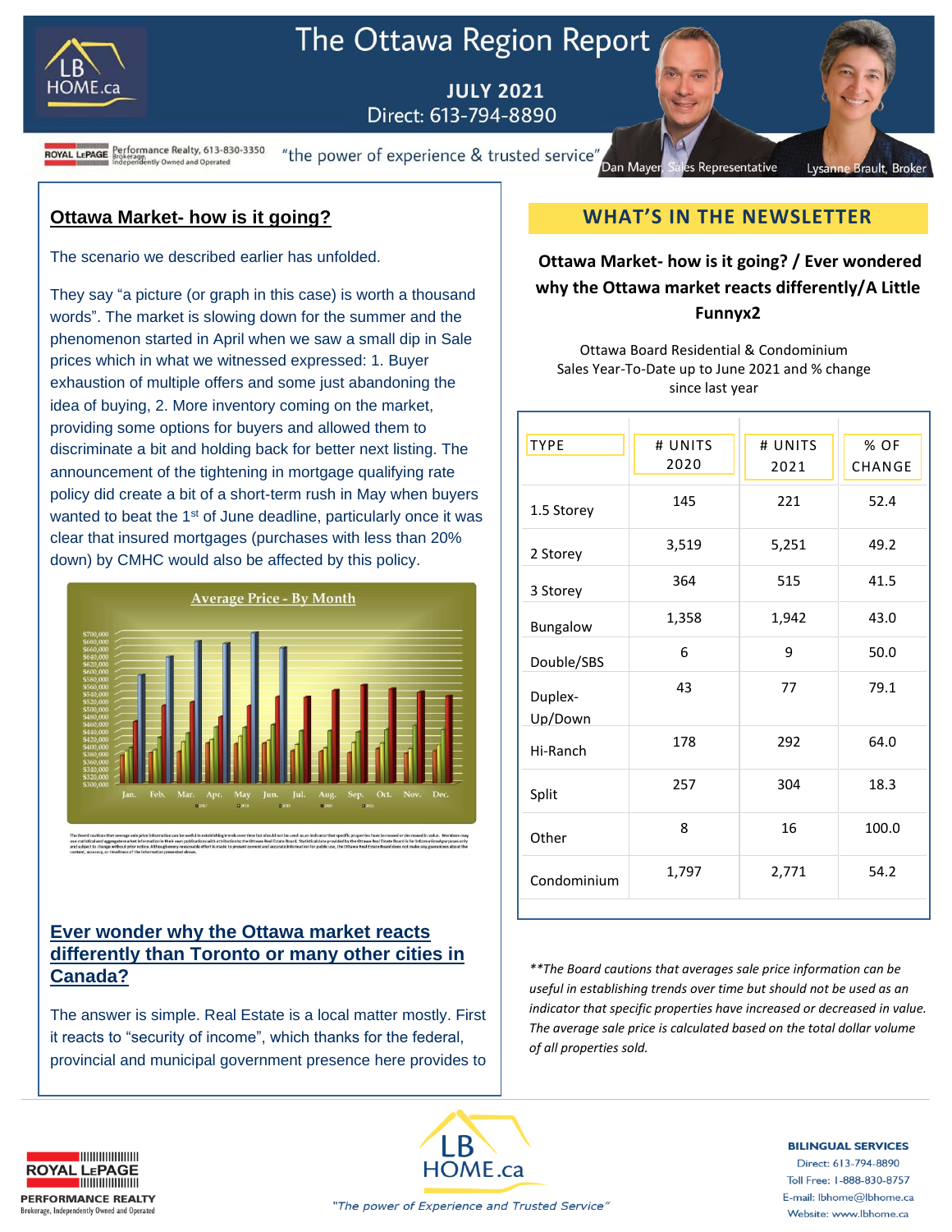# The Ottawa Region Report

**JULY 2021**

Direct: 613-794-8890

Royal LePage Performance Realty, 613-830-3350 Brokerage, Independently Owned and Operated

"the power of experience & trusted service"

Dan Mayer, Sales Representative — Lysanne Brault, Broker

## Ottawa Market- how is it going?

The scenario we described earlier has unfolded.

They say "a picture (or graph in this case) is worth a thousand words". The market is slowing down for the summer and the phenomenon started in April when we saw a small dip in Sale prices which in what we witnessed expressed: 1. Buyer exhaustion of multiple offers and some just abandoning the idea of buying, 2. More inventory coming on the market, providing some options for buyers and allowed them to discriminate a bit and holding back for better next listing. The announcement of the tightening in mortgage qualifying rate policy did create a bit of a short-term rush in May when buyers wanted to beat the 1st of June deadline, particularly once it was clear that insured mortgages (purchases with less than 20% down) by CMHC would also be affected by this policy.

**Average Price - By Month**

## Ever wonder why the Ottawa market reacts differently than Toronto or many other cities in Canada?

The answer is simple. Real Estate is a local matter mostly. First it reacts to "security of income", which thanks for the federal, provincial and municipal government presence here provides to

## WHAT'S IN THE NEWSLETTER

**Ottawa Market- how is it going? / Ever wondered why the Ottawa market reacts differently/A Little Funnyx2**

Ottawa Board Residential & Condominium Sales Year-To-Date up to June 2021 and % change since last year

| TYPE | # UNITS 2020 | # UNITS 2021 | % OF CHANGE |
|---|---|---|---|
| 1.5 Storey | 145 | 221 | 52.4 |
| 2 Storey | 3,519 | 5,251 | 49.2 |
| 3 Storey | 364 | 515 | 41.5 |
| Bungalow | 1,358 | 1,942 | 43.0 |
| Double/SBS | 6 | 9 | 50.0 |
| Duplex-Up/Down | 43 | 77 | 79.1 |
| Hi-Ranch | 178 | 292 | 64.0 |
| Split | 257 | 304 | 18.3 |
| Other | 8 | 16 | 100.0 |
| Condominium | 1,797 | 2,771 | 54.2 |

*\*\*The Board cautions that averages sale price information can be useful in establishing trends over time but should not be used as an indicator that specific properties have increased or decreased in value. The average sale price is calculated based on the total dollar volume of all properties sold.*

Royal LePage Performance Realty, Brokerage, Independently Owned and Operated

LB HOME.ca — "The power of Experience and Trusted Service"

**BILINGUAL SERVICES**
Direct: 613-794-8890
Toll Free: 1-888-830-8757
E-mail: lbhome@lbhome.ca
Website: www.lbhome.ca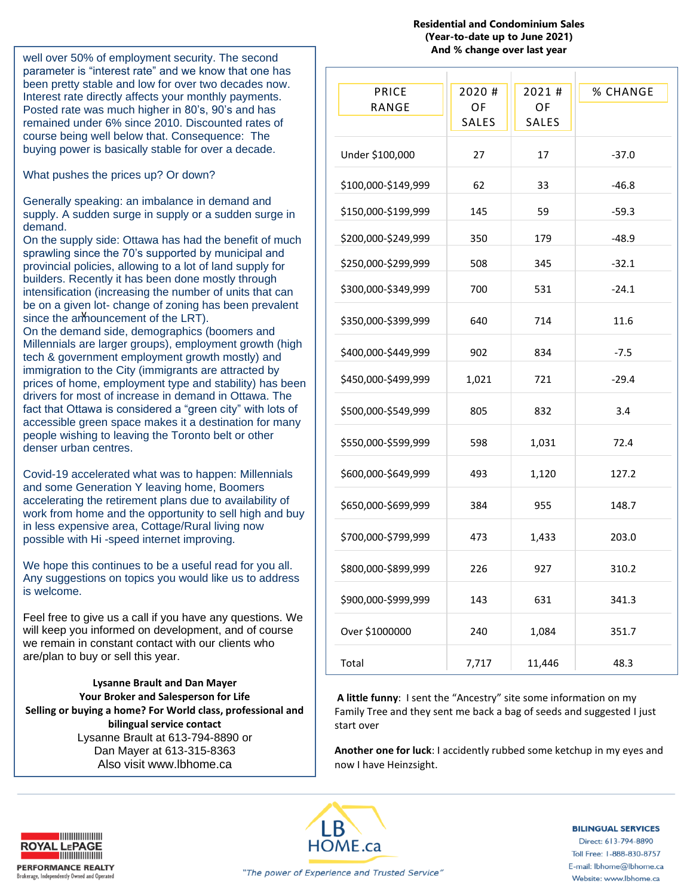well over 50% of employment security. The second parameter is "interest rate" and we know that one has been pretty stable and low for over two decades now. Interest rate directly affects your monthly payments. Posted rate was much higher in 80's, 90's and has remained under 6% since 2010. Discounted rates of course being well below that. Consequence: The buying power is basically stable for over a decade.

What pushes the prices up? Or down?

Generally speaking: an imbalance in demand and supply. A sudden surge in supply or a sudden surge in demand.
On the supply side: Ottawa has had the benefit of much sprawling since the 70's supported by municipal and provincial policies, allowing to a lot of land supply for builders. Recently it has been done mostly through intensification (increasing the number of units that can be on a given lot- change of zoning has been prevalent since the announcement of the LRT).
On the demand side, demographics (boomers and Millennials are larger groups), employment growth (high tech & government employment growth mostly) and immigration to the City (immigrants are attracted by prices of home, employment type and stability) has been drivers for most of increase in demand in Ottawa. The fact that Ottawa is considered a "green city" with lots of accessible green space makes it a destination for many people wishing to leaving the Toronto belt or other denser urban centres.

Covid-19 accelerated what was to happen: Millennials and some Generation Y leaving home, Boomers accelerating the retirement plans due to availability of work from home and the opportunity to sell high and buy in less expensive area, Cottage/Rural living now possible with Hi -speed internet improving.

We hope this continues to be a useful read for you all. Any suggestions on topics you would like us to address is welcome.

Feel free to give us a call if you have any questions. We will keep you informed on development, and of course we remain in constant contact with our clients who are/plan to buy or sell this year.

**Lysanne Brault and Dan Mayer**
**Your Broker and Salesperson for Life**
**Selling or buying a home? For World class, professional and bilingual service contact**
Lysanne Brault at 613-794-8890 or
Dan Mayer at 613-315-8363
Also visit www.lbhome.ca

**Residential and Condominium Sales**
**(Year-to-date up to June 2021)**
**And % change over last year**

| PRICE RANGE | 2020 # OF SALES | 2021 # OF SALES | % CHANGE |
|---|---|---|---|
| Under $100,000 | 27 | 17 | -37.0 |
| $100,000-$149,999 | 62 | 33 | -46.8 |
| $150,000-$199,999 | 145 | 59 | -59.3 |
| $200,000-$249,999 | 350 | 179 | -48.9 |
| $250,000-$299,999 | 508 | 345 | -32.1 |
| $300,000-$349,999 | 700 | 531 | -24.1 |
| $350,000-$399,999 | 640 | 714 | 11.6 |
| $400,000-$449,999 | 902 | 834 | -7.5 |
| $450,000-$499,999 | 1,021 | 721 | -29.4 |
| $500,000-$549,999 | 805 | 832 | 3.4 |
| $550,000-$599,999 | 598 | 1,031 | 72.4 |
| $600,000-$649,999 | 493 | 1,120 | 127.2 |
| $650,000-$699,999 | 384 | 955 | 148.7 |
| $700,000-$799,999 | 473 | 1,433 | 203.0 |
| $800,000-$899,999 | 226 | 927 | 310.2 |
| $900,000-$999,999 | 143 | 631 | 341.3 |
| Over $1000000 | 240 | 1,084 | 351.7 |
| Total | 7,717 | 11,446 | 48.3 |

**A little funny**: I sent the "Ancestry" site some information on my Family Tree and they sent me back a bag of seeds and suggested I just start over

**Another one for luck**: I accidently rubbed some ketchup in my eyes and now I have Heinzsight.

ROYAL LEPAGE
PERFORMANCE REALTY
Brokerage, Independently Owned and Operated

LB HOME.ca
"The power of Experience and Trusted Service"

BILINGUAL SERVICES
Direct: 613-794-8890
Toll Free: 1-888-830-8757
E-mail: lbhome@lbhome.ca
Website: www.lbhome.ca